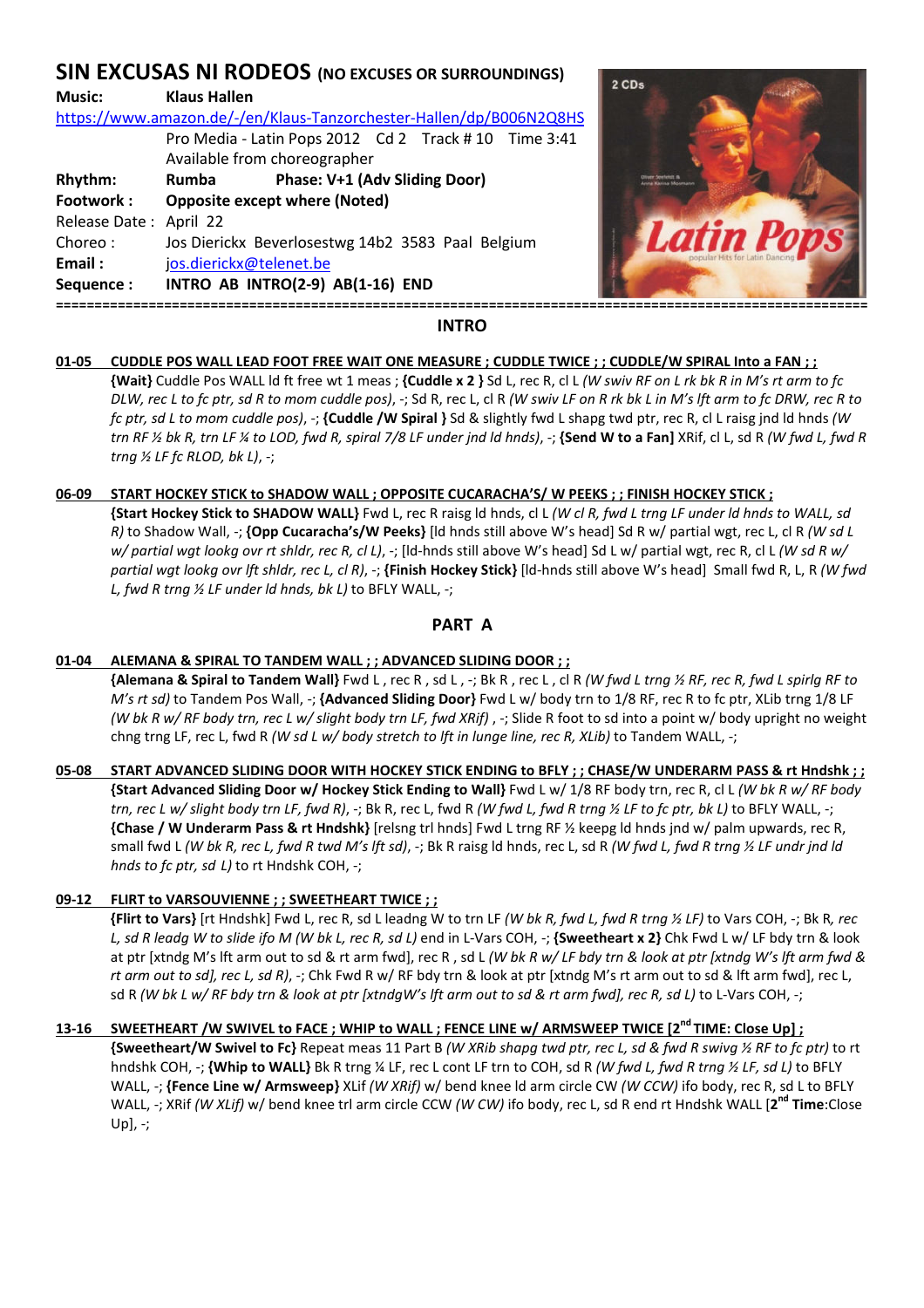# SIN EXCUSAS NI RODEOS (NO EXCUSES OR SURROUNDINGS)

**Music:** **Klaus Hallen**
https://www.amazon.de/-/en/Klaus-Tanzorchester-Hallen/dp/B006N2Q8HS
Pro Media - Latin Pops 2012 Cd 2 Track # 10 Time 3:41
Available from choreographer

**Rhythm:** **Rumba** **Phase: V+1 (Adv Sliding Door)**
**Footwork :** **Opposite except where (Noted)**
Release Date : April 22
Choreo : Jos Dierickx Beverlosestwg 14b2 3583 Paal Belgium
**Email :** jos.dierickx@telenet.be
**Sequence :** **INTRO AB INTRO(2-9) AB(1-16) END**

## INTRO

**01-05 CUDDLE POS WALL LEAD FOOT FREE WAIT ONE MEASURE ; CUDDLE TWICE ; ; CUDDLE/W SPIRAL Into a FAN ; ;**

**{Wait}** Cuddle Pos WALL ld ft free wt 1 meas ; **{Cuddle x 2 }** Sd L, rec R, cl L *(W swiv RF on L rk bk R in M's rt arm to fc DLW, rec L to fc ptr, sd R to mom cuddle pos)*, -; Sd R, rec L, cl R *(W swiv LF on R rk bk L in M's lft arm to fc DRW, rec R to fc ptr, sd L to mom cuddle pos)*, -; **{Cuddle /W Spiral }** Sd & slightly fwd L shapg twd ptr, rec R, cl L raisg jnd ld hnds *(W trn RF ½ bk R, trn LF ¼ to LOD, fwd R, spiral 7/8 LF under jnd ld hnds)*, -; **{Send W to a Fan]** XRif, cl L, sd R *(W fwd L, fwd R trng ½ LF fc RLOD, bk L)*, -;

**06-09 START HOCKEY STICK to SHADOW WALL ; OPPOSITE CUCARACHA'S/ W PEEKS ; ; FINISH HOCKEY STICK ;**

**{Start Hockey Stick to SHADOW WALL}** Fwd L, rec R raisg ld hnds, cl L *(W cl R, fwd L trng LF under ld hnds to WALL, sd R)* to Shadow Wall, -; **{Opp Cucaracha's/W Peeks}** [ld hnds still above W's head] Sd R w/ partial wgt, rec L, cl R *(W sd L w/ partial wgt lookg ovr rt shldr, rec R, cl L)*, -; [ld-hnds still above W's head] Sd L w/ partial wgt, rec R, cl L *(W sd R w/ partial wgt lookg ovr lft shldr, rec L, cl R)*, -; **{Finish Hockey Stick}** [ld-hnds still above W's head] Small fwd R, L, R *(W fwd L, fwd R trng ½ LF under ld hnds, bk L)* to BFLY WALL, -;

## PART A

**01-04 ALEMANA & SPIRAL TO TANDEM WALL ; ; ADVANCED SLIDING DOOR ; ;**

**{Alemana & Spiral to Tandem Wall}** Fwd L , rec R , sd L , -; Bk R , rec L , cl R *(W fwd L trng ½ RF, rec R, fwd L spirlg RF to M's rt sd)* to Tandem Pos Wall, -; **{Advanced Sliding Door}** Fwd L w/ body trn to 1/8 RF, rec R to fc ptr, XLib trng 1/8 LF *(W bk R w/ RF body trn, rec L w/ slight body trn LF, fwd XRif)* , -; Slide R foot to sd into a point w/ body upright no weight chng trng LF, rec L, fwd R *(W sd L w/ body stretch to lft in lunge line, rec R, XLib)* to Tandem WALL, -;

**05-08 START ADVANCED SLIDING DOOR WITH HOCKEY STICK ENDING to BFLY ; ; CHASE/W UNDERARM PASS & rt Hndshk ; ;**

**{Start Advanced Sliding Door w/ Hockey Stick Ending to Wall}** Fwd L w/ 1/8 RF body trn, rec R, cl L *(W bk R w/ RF body trn, rec L w/ slight body trn LF, fwd R)*, -; Bk R, rec L, fwd R *(W fwd L, fwd R trng ½ LF to fc ptr, bk L)* to BFLY WALL, -; **{Chase / W Underarm Pass & rt Hndshk}** [relsng trl hnds] Fwd L trng RF ½ keepg ld hnds jnd w/ palm upwards, rec R, small fwd L *(W bk R, rec L, fwd R twd M's lft sd)*, -; Bk R raisg ld hnds, rec L, sd R *(W fwd L, fwd R trng ½ LF undr jnd ld hnds to fc ptr, sd L)* to rt Hndshk COH, -;

**09-12 FLIRT to VARSOUVIENNE ; ; SWEETHEART TWICE ; ;**

**{Flirt to Vars}** [rt Hndshk] Fwd L, rec R, sd L leadng W to trn LF *(W bk R, fwd L, fwd R trng ½ LF)* to Vars COH, -; Bk R, *rec L, sd R leadg W to slide ifo M (W bk L, rec R, sd L)* end in L-Vars COH, -; **{Sweetheart x 2}** Chk Fwd L w/ LF bdy trn & look at ptr [xtndg M's lft arm out to sd & rt arm fwd], rec R , sd L *(W bk R w/ LF bdy trn & look at ptr [xtndg W's lft arm fwd & rt arm out to sd], rec L, sd R)*, -; Chk Fwd R w/ RF bdy trn & look at ptr [xtndg M's rt arm out to sd & lft arm fwd], rec L, sd R *(W bk L w/ RF bdy trn & look at ptr [xtndgW's lft arm out to sd & rt arm fwd], rec R, sd L)* to L-Vars COH, -;

**13-16 SWEETHEART /W SWIVEL to FACE ; WHIP to WALL ; FENCE LINE w/ ARMSWEEP TWICE [2nd TIME: Close Up] ;**

**{Sweetheart/W Swivel to Fc}** Repeat meas 11 Part B *(W XRib shapg twd ptr, rec L, sd & fwd R swivg ½ RF to fc ptr)* to rt hndshk COH, -; **{Whip to WALL}** Bk R trng ¼ LF, rec L cont LF trn to COH, sd R *(W fwd L, fwd R trng ½ LF, sd L)* to BFLY WALL, -; **{Fence Line w/ Armsweep}** XLif *(W XRif)* w/ bend knee ld arm circle CW *(W CCW)* ifo body, rec R, sd L to BFLY WALL, -; XRif *(W XLif)* w/ bend knee trl arm circle CCW *(W CW)* ifo body, rec L, sd R end rt Hndshk WALL [2nd **Time**:Close Up], -;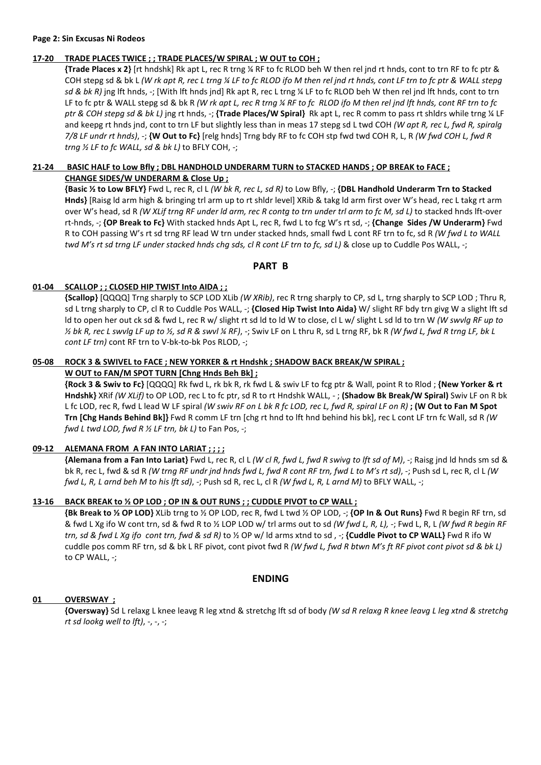**Page 2: Sin Excusas Ni Rodeos**

**17-20 TRADE PLACES TWICE ; ; TRADE PLACES/W SPIRAL ; W OUT to COH ;**

**{Trade Places x 2}** [rt hndshk] Rk apt L, rec R trng ¼ RF to fc RLOD beh W then rel jnd rt hnds, cont to trn RF to fc ptr & COH stepg sd & bk L *(W rk apt R, rec L trng ¼ LF to fc RLOD ifo M then rel jnd rt hnds, cont LF trn to fc ptr & WALL stepg sd & bk R)* jng lft hnds, -; [With lft hnds jnd] Rk apt R, rec L trng ¼ LF to fc RLOD beh W then rel jnd lft hnds, cont to trn LF to fc ptr & WALL stepg sd & bk R *(W rk apt L, rec R trng ¼ RF to fc RLOD ifo M then rel jnd lft hnds, cont RF trn to fc ptr & COH stepg sd & bk L)* jng rt hnds, -; **{Trade Places/W Spiral}** Rk apt L, rec R comm to pass rt shldrs while trng ¼ LF and keepg rt hnds jnd, cont to trn LF but slightly less than in meas 17 stepg sd L twd COH *(W apt R, rec L, fwd R, spiralg 7/8 LF undr rt hnds)*, -; **{W Out to Fc}** [relg hnds] Trng bdy RF to fc COH stp fwd twd COH R, L, R *(W fwd COH L, fwd R trng ½ LF to fc WALL, sd & bk L)* to BFLY COH, -;

**21-24 BASIC HALF to Low Bfly ; DBL HANDHOLD UNDERARM TURN to STACKED HANDS ; OP BREAK to FACE ; CHANGE SIDES/W UNDERARM & Close Up ;**

**{Basic ½ to Low BFLY}** Fwd L, rec R, cl L *(W bk R, rec L, sd R)* to Low Bfly, -; **{DBL Handhold Underarm Trn to Stacked Hnds}** [Raisg ld arm high & bringing trl arm up to rt shldr level] XRib & takg ld arm first over W's head, rec L takg rt arm over W's head, sd R *(W XLif trng RF under ld arm, rec R contg to trn under trl arm to fc M, sd L)* to stacked hnds lft-over rt-hnds, -; **{OP Break to Fc}** With stacked hnds Apt L, rec R, fwd L to fcg W's rt sd, -; **{Change Sides /W Underarm}** Fwd R to COH passing W's rt sd trng RF lead W trn under stacked hnds, small fwd L cont RF trn to fc, sd R *(W fwd L to WALL twd M's rt sd trng LF under stacked hnds chg sds, cl R cont LF trn to fc, sd L)* & close up to Cuddle Pos WALL, -;

## PART B

**01-04 SCALLOP ; ; CLOSED HIP TWIST Into AIDA ; ;**

**{Scallop}** [QQQQ] Trng sharply to SCP LOD XLib *(W XRib)*, rec R trng sharply to CP, sd L, trng sharply to SCP LOD ; Thru R, sd L trng sharply to CP, cl R to Cuddle Pos WALL, -; **{Closed Hip Twist Into Aida}** W/ slight RF bdy trn givg W a slight lft sd ld to open her out ck sd & fwd L, rec R w/ slight rt sd ld to ld W to close, cl L w/ slight L sd ld to trn W *(W swvlg RF up to ½ bk R, rec L swvlg LF up to ½, sd R & swvl ¼ RF)*, -; Swiv LF on L thru R, sd L trng RF, bk R *(W fwd L, fwd R trng LF, bk L cont LF trn)* cont RF trn to V-bk-to-bk Pos RLOD, -;

**05-08 ROCK 3 & SWIVEL to FACE ; NEW YORKER & rt Hndshk ; SHADOW BACK BREAK/W SPIRAL ; W OUT to FAN/M SPOT TURN [Chng Hnds Beh Bk] ;**

**{Rock 3 & Swiv to Fc}** [QQQQ] Rk fwd L, rk bk R, rk fwd L & swiv LF to fcg ptr & Wall, point R to Rlod ; **{New Yorker & rt Hndshk}** XRif *(W XLif)* to OP LOD, rec L to fc ptr, sd R to rt Hndshk WALL, - ; **(Shadow Bk Break/W Spiral)** Swiv LF on R bk L fc LOD, rec R, fwd L lead W LF spiral *(W swiv RF on L bk R fc LOD, rec L, fwd R, spiral LF on R)* ; **{W Out to Fan M Spot Trn [Chg Hands Behind Bk]}** Fwd R comm LF trn [chg rt hnd to lft hnd behind his bk], rec L cont LF trn fc Wall, sd R *(W fwd L twd LOD, fwd R ½ LF trn, bk L)* to Fan Pos, -;

**09-12 ALEMANA FROM A FAN INTO LARIAT ; ; ; ;**

**{Alemana from a Fan Into Lariat}** Fwd L, rec R, cl L *(W cl R, fwd L, fwd R swivg to lft sd of M)*, -; Raisg jnd ld hnds sm sd & bk R, rec L, fwd & sd R *(W trng RF undr jnd hnds fwd L, fwd R cont RF trn, fwd L to M's rt sd)*, -; Push sd L, rec R, cl L *(W fwd L, R, L arnd beh M to his lft sd)*, -; Push sd R, rec L, cl R *(W fwd L, R, L arnd M)* to BFLY WALL, -;

**13-16 BACK BREAK to ½ OP LOD ; OP IN & OUT RUNS ; ; CUDDLE PIVOT to CP WALL ;**

**{Bk Break to ½ OP LOD}** XLib trng to ½ OP LOD, rec R, fwd L twd ½ OP LOD, -; **{OP In & Out Runs}** Fwd R begin RF trn, sd & fwd L Xg ifo W cont trn, sd & fwd R to ½ LOP LOD w/ trl arms out to sd *(W fwd L, R, L)*, -; Fwd L, R, L *(W fwd R begin RF trn, sd & fwd L Xg ifo cont trn, fwd & sd R)* to ½ OP w/ ld arms xtnd to sd , -; **{Cuddle Pivot to CP WALL}** Fwd R ifo W cuddle pos comm RF trn, sd & bk L RF pivot, cont pivot fwd R *(W fwd L, fwd R btwn M's ft RF pivot cont pivot sd & bk L)* to CP WALL, -;

## ENDING

**01 OVERSWAY ;**

**{Oversway}** Sd L relaxg L knee leavg R leg xtnd & stretchg lft sd of body *(W sd R relaxg R knee leavg L leg xtnd & stretchg rt sd lookg well to lft)*, -, -, -;